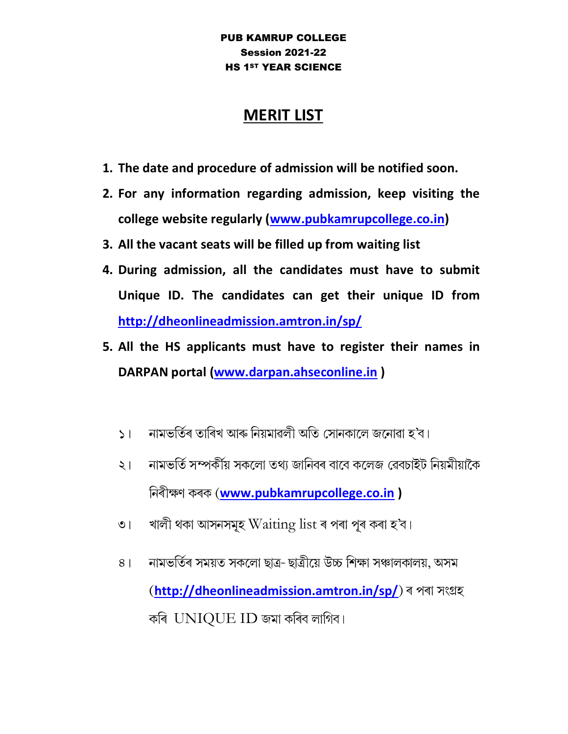**PUB KAMRUP COLLEGE**
**Session 2021-22**
**HS 1ST YEAR SCIENCE**

# MERIT LIST

1. **The date and procedure of admission will be notified soon.**
2. **For any information regarding admission, keep visiting the college website regularly ([www.pubkamrupcollege.co.in](http://www.pubkamrupcollege.co.in))**
3. **All the vacant seats will be filled up from waiting list**
4. **During admission, all the candidates must have to submit Unique ID. The candidates can get their unique ID from [http://dheonlineadmission.amtron.in/sp/](http://dheonlineadmission.amtron.in/sp/)**
5. **All the HS applicants must have to register their names in DARPAN portal ([www.darpan.ahseconline.in](http://www.darpan.ahseconline.in) )**

১। নামভৰ্তিৰ তাৰিখ আৰু নিয়মাৱলী অতি সোনকালে জনোৱা হ'ব।

২। নামভৰ্তি সম্পৰ্কীয় সকলো তথ্য জানিবৰ বাবে কলেজ ৱেবচাইট নিয়মীয়াকৈ নিৰীক্ষণ কৰক (**[www.pubkamrupcollege.co.in](http://www.pubkamrupcollege.co.in)** )

৩। খালী থকা আসনসমূহ Waiting list ৰ পৰা পূৰ কৰা হ'ব।

৪। নামভৰ্তিৰ সময়ত সকলো ছাত্ৰ- ছাত্ৰীয়ে উচ্চ শিক্ষা সঞ্চালকালয়, অসম (**[http://dheonlineadmission.amtron.in/sp/](http://dheonlineadmission.amtron.in/sp/)**) ৰ পৰা সংগ্ৰহ কৰি UNIQUE ID জমা কৰিব লাগিব।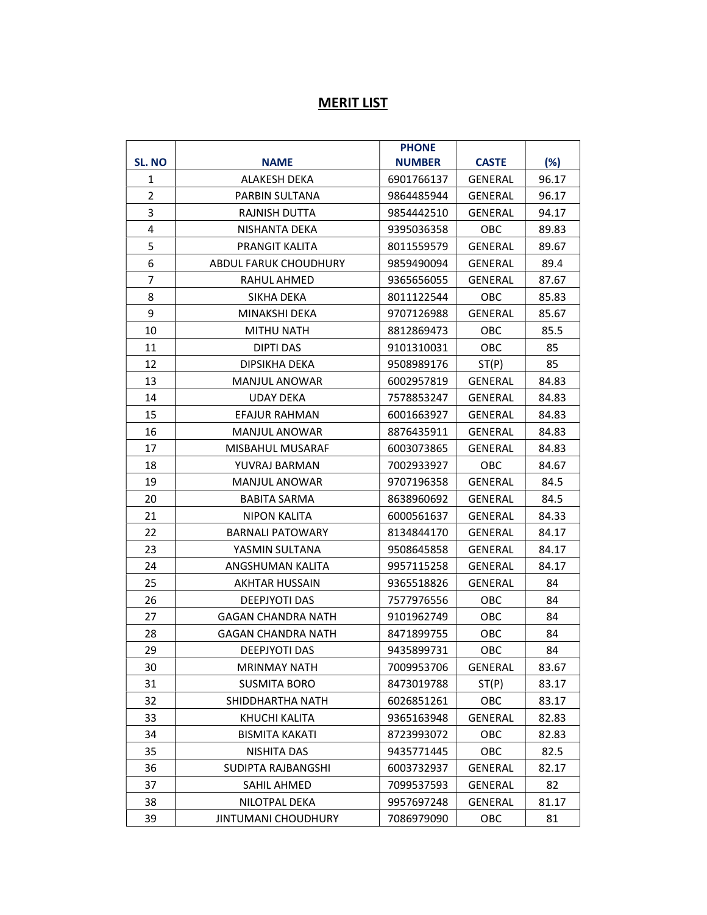# MERIT LIST

| SL. NO | NAME | PHONE NUMBER | CASTE | (%) |
|---|---|---|---|---|
| 1 | ALAKESH DEKA | 6901766137 | GENERAL | 96.17 |
| 2 | PARBIN SULTANA | 9864485944 | GENERAL | 96.17 |
| 3 | RAJNISH DUTTA | 9854442510 | GENERAL | 94.17 |
| 4 | NISHANTA DEKA | 9395036358 | OBC | 89.83 |
| 5 | PRANGIT KALITA | 8011559579 | GENERAL | 89.67 |
| 6 | ABDUL FARUK CHOUDHURY | 9859490094 | GENERAL | 89.4 |
| 7 | RAHUL AHMED | 9365656055 | GENERAL | 87.67 |
| 8 | SIKHA DEKA | 8011122544 | OBC | 85.83 |
| 9 | MINAKSHI DEKA | 9707126988 | GENERAL | 85.67 |
| 10 | MITHU NATH | 8812869473 | OBC | 85.5 |
| 11 | DIPTI DAS | 9101310031 | OBC | 85 |
| 12 | DIPSIKHA DEKA | 9508989176 | ST(P) | 85 |
| 13 | MANJUL ANOWAR | 6002957819 | GENERAL | 84.83 |
| 14 | UDAY DEKA | 7578853247 | GENERAL | 84.83 |
| 15 | EFAJUR RAHMAN | 6001663927 | GENERAL | 84.83 |
| 16 | MANJUL ANOWAR | 8876435911 | GENERAL | 84.83 |
| 17 | MISBAHUL MUSARAF | 6003073865 | GENERAL | 84.83 |
| 18 | YUVRAJ BARMAN | 7002933927 | OBC | 84.67 |
| 19 | MANJUL ANOWAR | 9707196358 | GENERAL | 84.5 |
| 20 | BABITA SARMA | 8638960692 | GENERAL | 84.5 |
| 21 | NIPON KALITA | 6000561637 | GENERAL | 84.33 |
| 22 | BARNALI PATOWARY | 8134844170 | GENERAL | 84.17 |
| 23 | YASMIN SULTANA | 9508645858 | GENERAL | 84.17 |
| 24 | ANGSHUMAN KALITA | 9957115258 | GENERAL | 84.17 |
| 25 | AKHTAR HUSSAIN | 9365518826 | GENERAL | 84 |
| 26 | DEEPJYOTI DAS | 7577976556 | OBC | 84 |
| 27 | GAGAN CHANDRA NATH | 9101962749 | OBC | 84 |
| 28 | GAGAN CHANDRA NATH | 8471899755 | OBC | 84 |
| 29 | DEEPJYOTI DAS | 9435899731 | OBC | 84 |
| 30 | MRINMAY NATH | 7009953706 | GENERAL | 83.67 |
| 31 | SUSMITA BORO | 8473019788 | ST(P) | 83.17 |
| 32 | SHIDDHARTHA NATH | 6026851261 | OBC | 83.17 |
| 33 | KHUCHI KALITA | 9365163948 | GENERAL | 82.83 |
| 34 | BISMITA KAKATI | 8723993072 | OBC | 82.83 |
| 35 | NISHITA DAS | 9435771445 | OBC | 82.5 |
| 36 | SUDIPTA RAJBANGSHI | 6003732937 | GENERAL | 82.17 |
| 37 | SAHIL AHMED | 7099537593 | GENERAL | 82 |
| 38 | NILOTPAL DEKA | 9957697248 | GENERAL | 81.17 |
| 39 | JINTUMANI CHOUDHURY | 7086979090 | OBC | 81 |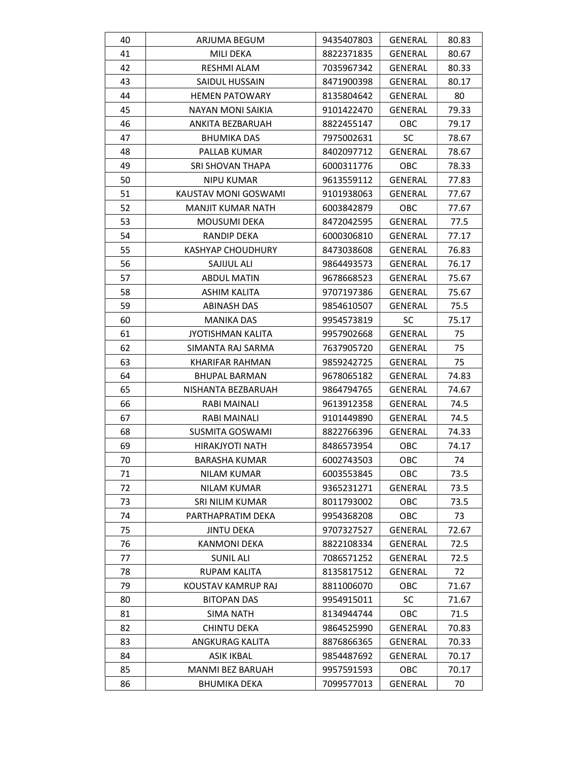| 40 | ARJUMA BEGUM | 9435407803 | GENERAL | 80.83 |
|---|---|---|---|---|
| 41 | MILI DEKA | 8822371835 | GENERAL | 80.67 |
| 42 | RESHMI ALAM | 7035967342 | GENERAL | 80.33 |
| 43 | SAIDUL HUSSAIN | 8471900398 | GENERAL | 80.17 |
| 44 | HEMEN PATOWARY | 8135804642 | GENERAL | 80 |
| 45 | NAYAN MONI SAIKIA | 9101422470 | GENERAL | 79.33 |
| 46 | ANKITA BEZBARUAH | 8822455147 | OBC | 79.17 |
| 47 | BHUMIKA DAS | 7975002631 | SC | 78.67 |
| 48 | PALLAB KUMAR | 8402097712 | GENERAL | 78.67 |
| 49 | SRI SHOVAN THAPA | 6000311776 | OBC | 78.33 |
| 50 | NIPU KUMAR | 9613559112 | GENERAL | 77.83 |
| 51 | KAUSTAV MONI GOSWAMI | 9101938063 | GENERAL | 77.67 |
| 52 | MANJIT KUMAR NATH | 6003842879 | OBC | 77.67 |
| 53 | MOUSUMI DEKA | 8472042595 | GENERAL | 77.5 |
| 54 | RANDIP DEKA | 6000306810 | GENERAL | 77.17 |
| 55 | KASHYAP CHOUDHURY | 8473038608 | GENERAL | 76.83 |
| 56 | SAJIJUL ALI | 9864493573 | GENERAL | 76.17 |
| 57 | ABDUL MATIN | 9678668523 | GENERAL | 75.67 |
| 58 | ASHIM KALITA | 9707197386 | GENERAL | 75.67 |
| 59 | ABINASH DAS | 9854610507 | GENERAL | 75.5 |
| 60 | MANIKA DAS | 9954573819 | SC | 75.17 |
| 61 | JYOTISHMAN KALITA | 9957902668 | GENERAL | 75 |
| 62 | SIMANTA RAJ SARMA | 7637905720 | GENERAL | 75 |
| 63 | KHARIFAR RAHMAN | 9859242725 | GENERAL | 75 |
| 64 | BHUPAL BARMAN | 9678065182 | GENERAL | 74.83 |
| 65 | NISHANTA BEZBARUAH | 9864794765 | GENERAL | 74.67 |
| 66 | RABI MAINALI | 9613912358 | GENERAL | 74.5 |
| 67 | RABI MAINALI | 9101449890 | GENERAL | 74.5 |
| 68 | SUSMITA GOSWAMI | 8822766396 | GENERAL | 74.33 |
| 69 | HIRAKJYOTI NATH | 8486573954 | OBC | 74.17 |
| 70 | BARASHA KUMAR | 6002743503 | OBC | 74 |
| 71 | NILAM KUMAR | 6003553845 | OBC | 73.5 |
| 72 | NILAM KUMAR | 9365231271 | GENERAL | 73.5 |
| 73 | SRI NILIM KUMAR | 8011793002 | OBC | 73.5 |
| 74 | PARTHAPRATIM DEKA | 9954368208 | OBC | 73 |
| 75 | JINTU DEKA | 9707327527 | GENERAL | 72.67 |
| 76 | KANMONI DEKA | 8822108334 | GENERAL | 72.5 |
| 77 | SUNIL ALI | 7086571252 | GENERAL | 72.5 |
| 78 | RUPAM KALITA | 8135817512 | GENERAL | 72 |
| 79 | KOUSTAV KAMRUP RAJ | 8811006070 | OBC | 71.67 |
| 80 | BITOPAN DAS | 9954915011 | SC | 71.67 |
| 81 | SIMA NATH | 8134944744 | OBC | 71.5 |
| 82 | CHINTU DEKA | 9864525990 | GENERAL | 70.83 |
| 83 | ANGKURAG KALITA | 8876866365 | GENERAL | 70.33 |
| 84 | ASIK IKBAL | 9854487692 | GENERAL | 70.17 |
| 85 | MANMI BEZ BARUAH | 9957591593 | OBC | 70.17 |
| 86 | BHUMIKA DEKA | 7099577013 | GENERAL | 70 |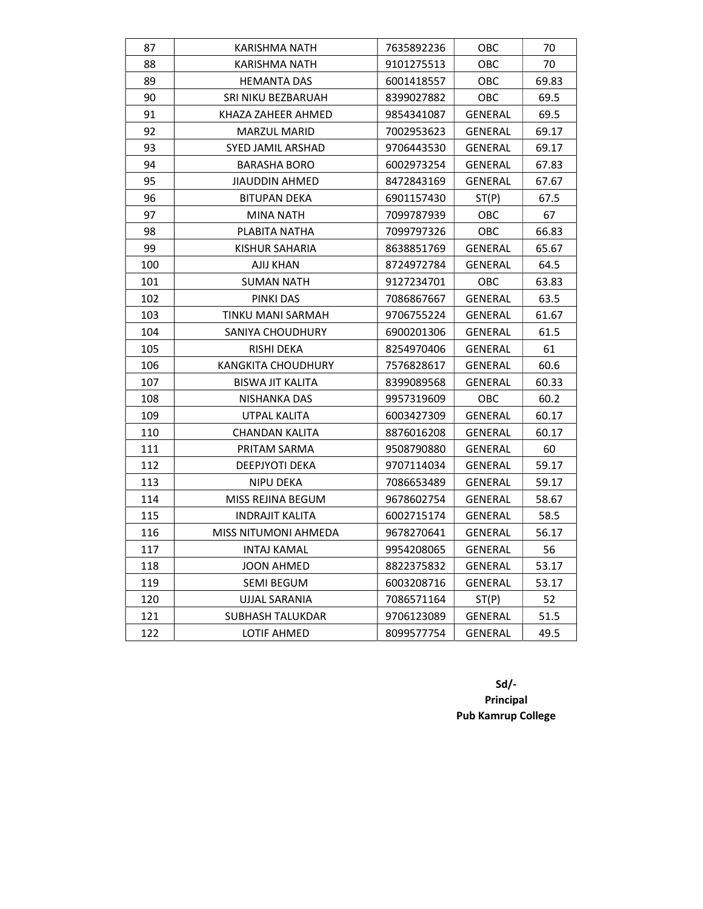| | | | | |
|---|---|---|---|---|
| 87 | KARISHMA NATH | 7635892236 | OBC | 70 |
| 88 | KARISHMA NATH | 9101275513 | OBC | 70 |
| 89 | HEMANTA DAS | 6001418557 | OBC | 69.83 |
| 90 | SRI NIKU BEZBARUAH | 8399027882 | OBC | 69.5 |
| 91 | KHAZA ZAHEER AHMED | 9854341087 | GENERAL | 69.5 |
| 92 | MARZUL MARID | 7002953623 | GENERAL | 69.17 |
| 93 | SYED JAMIL ARSHAD | 9706443530 | GENERAL | 69.17 |
| 94 | BARASHA BORO | 6002973254 | GENERAL | 67.83 |
| 95 | JIAUDDIN AHMED | 8472843169 | GENERAL | 67.67 |
| 96 | BITUPAN DEKA | 6901157430 | ST(P) | 67.5 |
| 97 | MINA NATH | 7099787939 | OBC | 67 |
| 98 | PLABITA NATHA | 7099797326 | OBC | 66.83 |
| 99 | KISHUR SAHARIA | 8638851769 | GENERAL | 65.67 |
| 100 | AJIJ KHAN | 8724972784 | GENERAL | 64.5 |
| 101 | SUMAN NATH | 9127234701 | OBC | 63.83 |
| 102 | PINKI DAS | 7086867667 | GENERAL | 63.5 |
| 103 | TINKU MANI SARMAH | 9706755224 | GENERAL | 61.67 |
| 104 | SANIYA CHOUDHURY | 6900201306 | GENERAL | 61.5 |
| 105 | RISHI DEKA | 8254970406 | GENERAL | 61 |
| 106 | KANGKITA CHOUDHURY | 7576828617 | GENERAL | 60.6 |
| 107 | BISWA JIT KALITA | 8399089568 | GENERAL | 60.33 |
| 108 | NISHANKA DAS | 9957319609 | OBC | 60.2 |
| 109 | UTPAL KALITA | 6003427309 | GENERAL | 60.17 |
| 110 | CHANDAN KALITA | 8876016208 | GENERAL | 60.17 |
| 111 | PRITAM SARMA | 9508790880 | GENERAL | 60 |
| 112 | DEEPJYOTI DEKA | 9707114034 | GENERAL | 59.17 |
| 113 | NIPU DEKA | 7086653489 | GENERAL | 59.17 |
| 114 | MISS REJINA BEGUM | 9678602754 | GENERAL | 58.67 |
| 115 | INDRAJIT KALITA | 6002715174 | GENERAL | 58.5 |
| 116 | MISS NITUMONI AHMEDA | 9678270641 | GENERAL | 56.17 |
| 117 | INTAJ KAMAL | 9954208065 | GENERAL | 56 |
| 118 | JOON AHMED | 8822375832 | GENERAL | 53.17 |
| 119 | SEMI BEGUM | 6003208716 | GENERAL | 53.17 |
| 120 | UJJAL SARANIA | 7086571164 | ST(P) | 52 |
| 121 | SUBHASH TALUKDAR | 9706123089 | GENERAL | 51.5 |
| 122 | LOTIF AHMED | 8099577754 | GENERAL | 49.5 |

**Sd/-**
**Principal**
**Pub Kamrup College**